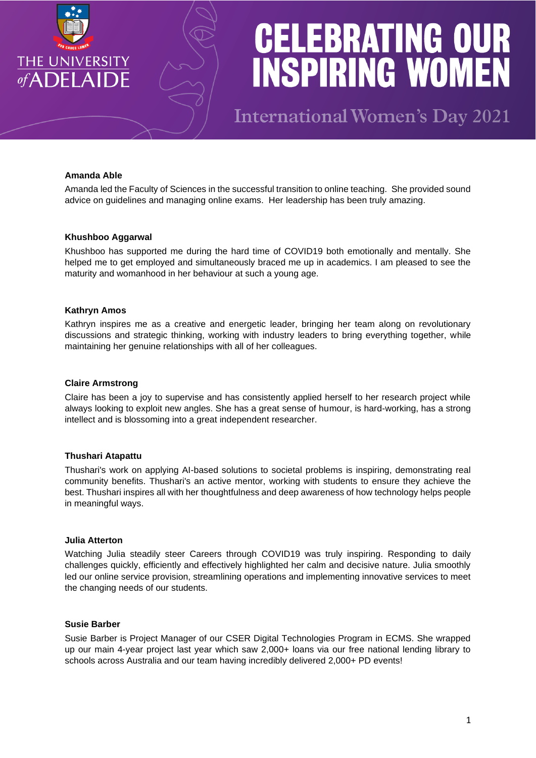# CELEBRATING OUR INSPIRING WOMEN

## International Women's Day 2021

**Amanda Able**

Amanda led the Faculty of Sciences in the successful transition to online teaching. She provided sound advice on guidelines and managing online exams. Her leadership has been truly amazing.

**Khushboo Aggarwal**

Khushboo has supported me during the hard time of COVID19 both emotionally and mentally. She helped me to get employed and simultaneously braced me up in academics. I am pleased to see the maturity and womanhood in her behaviour at such a young age.

**Kathryn Amos**

Kathryn inspires me as a creative and energetic leader, bringing her team along on revolutionary discussions and strategic thinking, working with industry leaders to bring everything together, while maintaining her genuine relationships with all of her colleagues.

**Claire Armstrong**

Claire has been a joy to supervise and has consistently applied herself to her research project while always looking to exploit new angles. She has a great sense of humour, is hard-working, has a strong intellect and is blossoming into a great independent researcher.

**Thushari Atapattu**

Thushari's work on applying AI-based solutions to societal problems is inspiring, demonstrating real community benefits. Thushari's an active mentor, working with students to ensure they achieve the best. Thushari inspires all with her thoughtfulness and deep awareness of how technology helps people in meaningful ways.

**Julia Atterton**

Watching Julia steadily steer Careers through COVID19 was truly inspiring. Responding to daily challenges quickly, efficiently and effectively highlighted her calm and decisive nature. Julia smoothly led our online service provision, streamlining operations and implementing innovative services to meet the changing needs of our students.

**Susie Barber**

Susie Barber is Project Manager of our CSER Digital Technologies Program in ECMS. She wrapped up our main 4-year project last year which saw 2,000+ loans via our free national lending library to schools across Australia and our team having incredibly delivered 2,000+ PD events!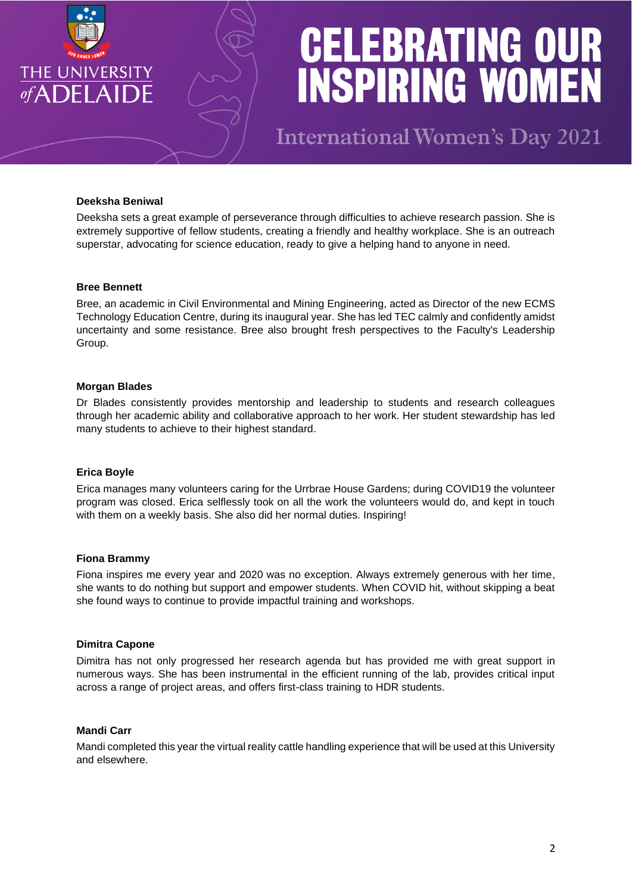# CELEBRATING OUR INSPIRING WOMEN

## International Women's Day 2021

**Deeksha Beniwal**

Deeksha sets a great example of perseverance through difficulties to achieve research passion. She is extremely supportive of fellow students, creating a friendly and healthy workplace. She is an outreach superstar, advocating for science education, ready to give a helping hand to anyone in need.

**Bree Bennett**

Bree, an academic in Civil Environmental and Mining Engineering, acted as Director of the new ECMS Technology Education Centre, during its inaugural year. She has led TEC calmly and confidently amidst uncertainty and some resistance. Bree also brought fresh perspectives to the Faculty's Leadership Group.

**Morgan Blades**

Dr Blades consistently provides mentorship and leadership to students and research colleagues through her academic ability and collaborative approach to her work. Her student stewardship has led many students to achieve to their highest standard.

**Erica Boyle**

Erica manages many volunteers caring for the Urrbrae House Gardens; during COVID19 the volunteer program was closed. Erica selflessly took on all the work the volunteers would do, and kept in touch with them on a weekly basis. She also did her normal duties. Inspiring!

**Fiona Brammy**

Fiona inspires me every year and 2020 was no exception. Always extremely generous with her time, she wants to do nothing but support and empower students. When COVID hit, without skipping a beat she found ways to continue to provide impactful training and workshops.

**Dimitra Capone**

Dimitra has not only progressed her research agenda but has provided me with great support in numerous ways. She has been instrumental in the efficient running of the lab, provides critical input across a range of project areas, and offers first-class training to HDR students.

**Mandi Carr**

Mandi completed this year the virtual reality cattle handling experience that will be used at this University and elsewhere.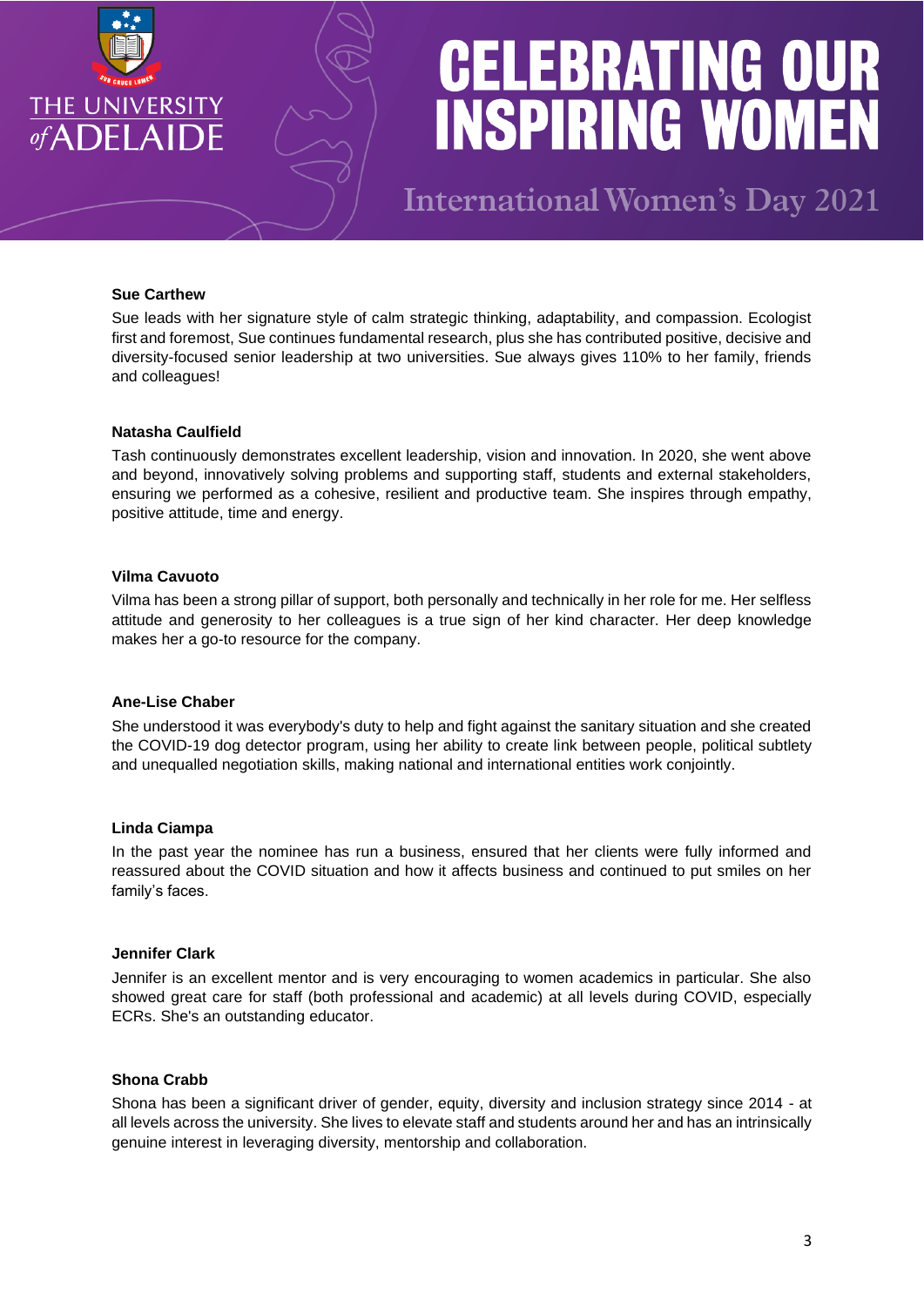**Sue Carthew**

Sue leads with her signature style of calm strategic thinking, adaptability, and compassion. Ecologist first and foremost, Sue continues fundamental research, plus she has contributed positive, decisive and diversity-focused senior leadership at two universities. Sue always gives 110% to her family, friends and colleagues!

**Natasha Caulfield**

Tash continuously demonstrates excellent leadership, vision and innovation. In 2020, she went above and beyond, innovatively solving problems and supporting staff, students and external stakeholders, ensuring we performed as a cohesive, resilient and productive team. She inspires through empathy, positive attitude, time and energy.

**Vilma Cavuoto**

Vilma has been a strong pillar of support, both personally and technically in her role for me. Her selfless attitude and generosity to her colleagues is a true sign of her kind character. Her deep knowledge makes her a go-to resource for the company.

**Ane-Lise Chaber**

She understood it was everybody's duty to help and fight against the sanitary situation and she created the COVID-19 dog detector program, using her ability to create link between people, political subtlety and unequalled negotiation skills, making national and international entities work conjointly.

**Linda Ciampa**

In the past year the nominee has run a business, ensured that her clients were fully informed and reassured about the COVID situation and how it affects business and continued to put smiles on her family's faces.

**Jennifer Clark**

Jennifer is an excellent mentor and is very encouraging to women academics in particular. She also showed great care for staff (both professional and academic) at all levels during COVID, especially ECRs. She's an outstanding educator.

**Shona Crabb**

Shona has been a significant driver of gender, equity, diversity and inclusion strategy since 2014 - at all levels across the university. She lives to elevate staff and students around her and has an intrinsically genuine interest in leveraging diversity, mentorship and collaboration.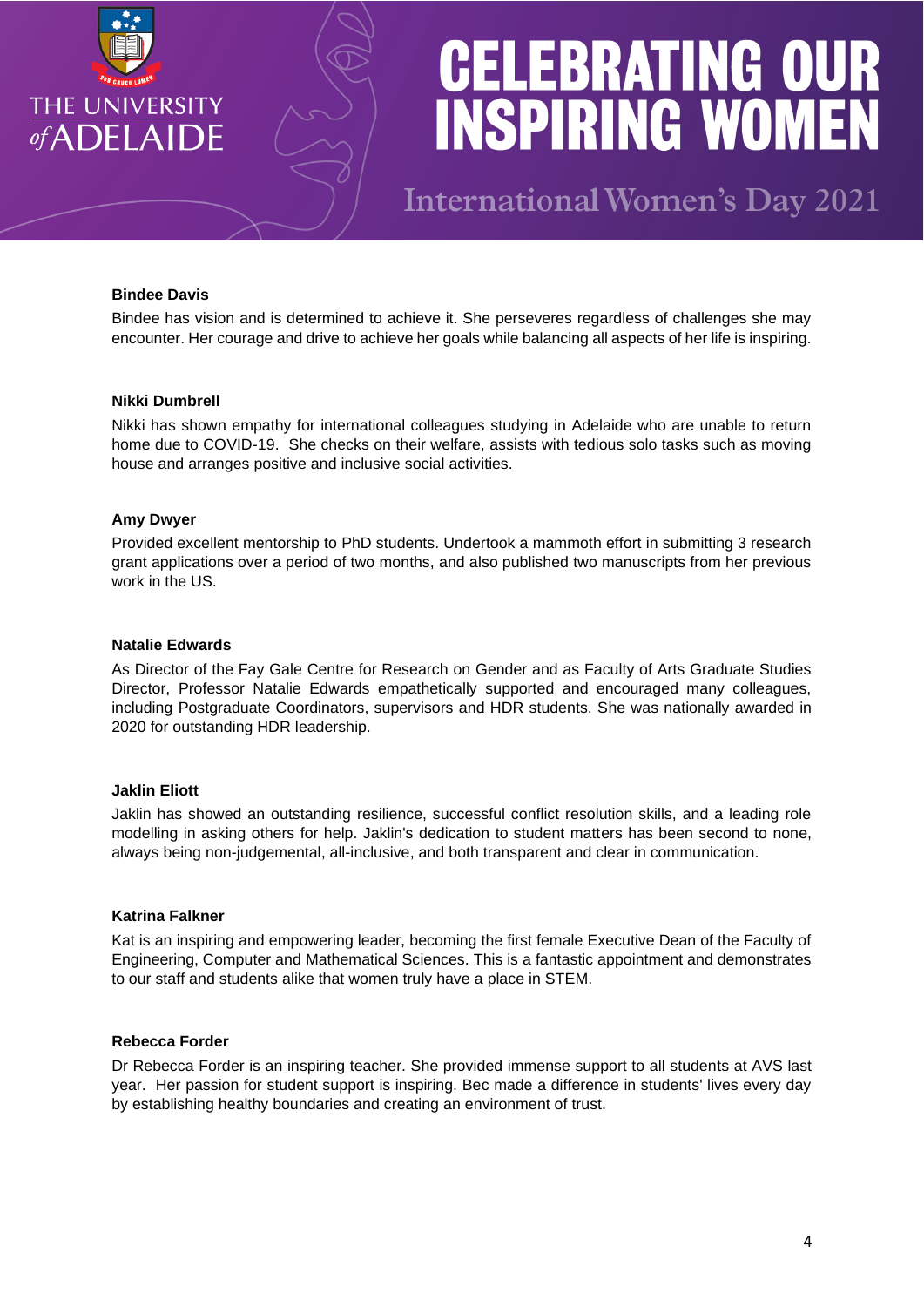### Bindee Davis

Bindee has vision and is determined to achieve it. She perseveres regardless of challenges she may encounter. Her courage and drive to achieve her goals while balancing all aspects of her life is inspiring.

### Nikki Dumbrell

Nikki has shown empathy for international colleagues studying in Adelaide who are unable to return home due to COVID-19. She checks on their welfare, assists with tedious solo tasks such as moving house and arranges positive and inclusive social activities.

### Amy Dwyer

Provided excellent mentorship to PhD students. Undertook a mammoth effort in submitting 3 research grant applications over a period of two months, and also published two manuscripts from her previous work in the US.

### Natalie Edwards

As Director of the Fay Gale Centre for Research on Gender and as Faculty of Arts Graduate Studies Director, Professor Natalie Edwards empathetically supported and encouraged many colleagues, including Postgraduate Coordinators, supervisors and HDR students. She was nationally awarded in 2020 for outstanding HDR leadership.

### Jaklin Eliott

Jaklin has showed an outstanding resilience, successful conflict resolution skills, and a leading role modelling in asking others for help. Jaklin's dedication to student matters has been second to none, always being non-judgemental, all-inclusive, and both transparent and clear in communication.

### Katrina Falkner

Kat is an inspiring and empowering leader, becoming the first female Executive Dean of the Faculty of Engineering, Computer and Mathematical Sciences. This is a fantastic appointment and demonstrates to our staff and students alike that women truly have a place in STEM.

### Rebecca Forder

Dr Rebecca Forder is an inspiring teacher. She provided immense support to all students at AVS last year. Her passion for student support is inspiring. Bec made a difference in students' lives every day by establishing healthy boundaries and creating an environment of trust.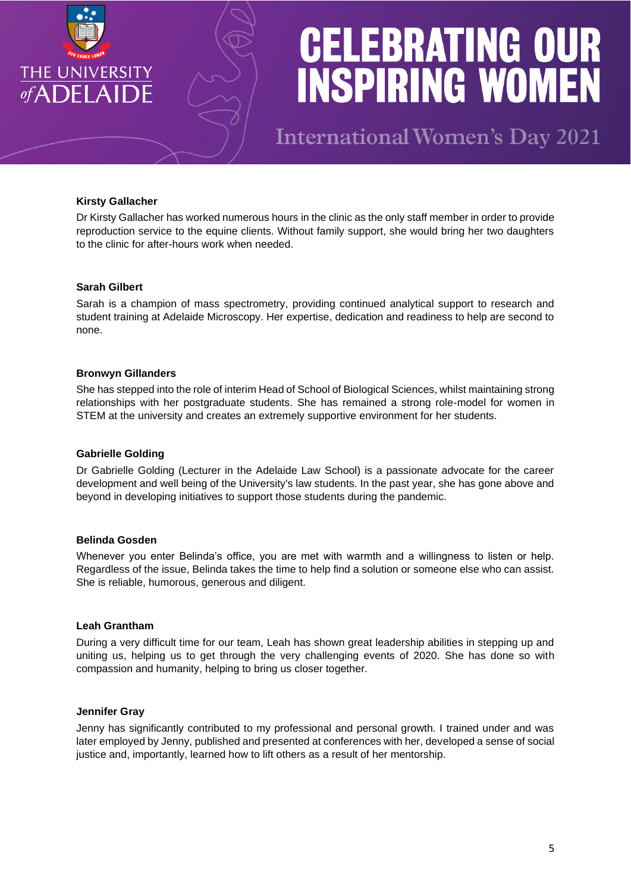**Kirsty Gallacher**

Dr Kirsty Gallacher has worked numerous hours in the clinic as the only staff member in order to provide reproduction service to the equine clients. Without family support, she would bring her two daughters to the clinic for after-hours work when needed.

**Sarah Gilbert**

Sarah is a champion of mass spectrometry, providing continued analytical support to research and student training at Adelaide Microscopy. Her expertise, dedication and readiness to help are second to none.

**Bronwyn Gillanders**

She has stepped into the role of interim Head of School of Biological Sciences, whilst maintaining strong relationships with her postgraduate students. She has remained a strong role-model for women in STEM at the university and creates an extremely supportive environment for her students.

**Gabrielle Golding**

Dr Gabrielle Golding (Lecturer in the Adelaide Law School) is a passionate advocate for the career development and well being of the University's law students. In the past year, she has gone above and beyond in developing initiatives to support those students during the pandemic.

**Belinda Gosden**

Whenever you enter Belinda's office, you are met with warmth and a willingness to listen or help. Regardless of the issue, Belinda takes the time to help find a solution or someone else who can assist. She is reliable, humorous, generous and diligent.

**Leah Grantham**

During a very difficult time for our team, Leah has shown great leadership abilities in stepping up and uniting us, helping us to get through the very challenging events of 2020. She has done so with compassion and humanity, helping to bring us closer together.

**Jennifer Gray**

Jenny has significantly contributed to my professional and personal growth. I trained under and was later employed by Jenny, published and presented at conferences with her, developed a sense of social justice and, importantly, learned how to lift others as a result of her mentorship.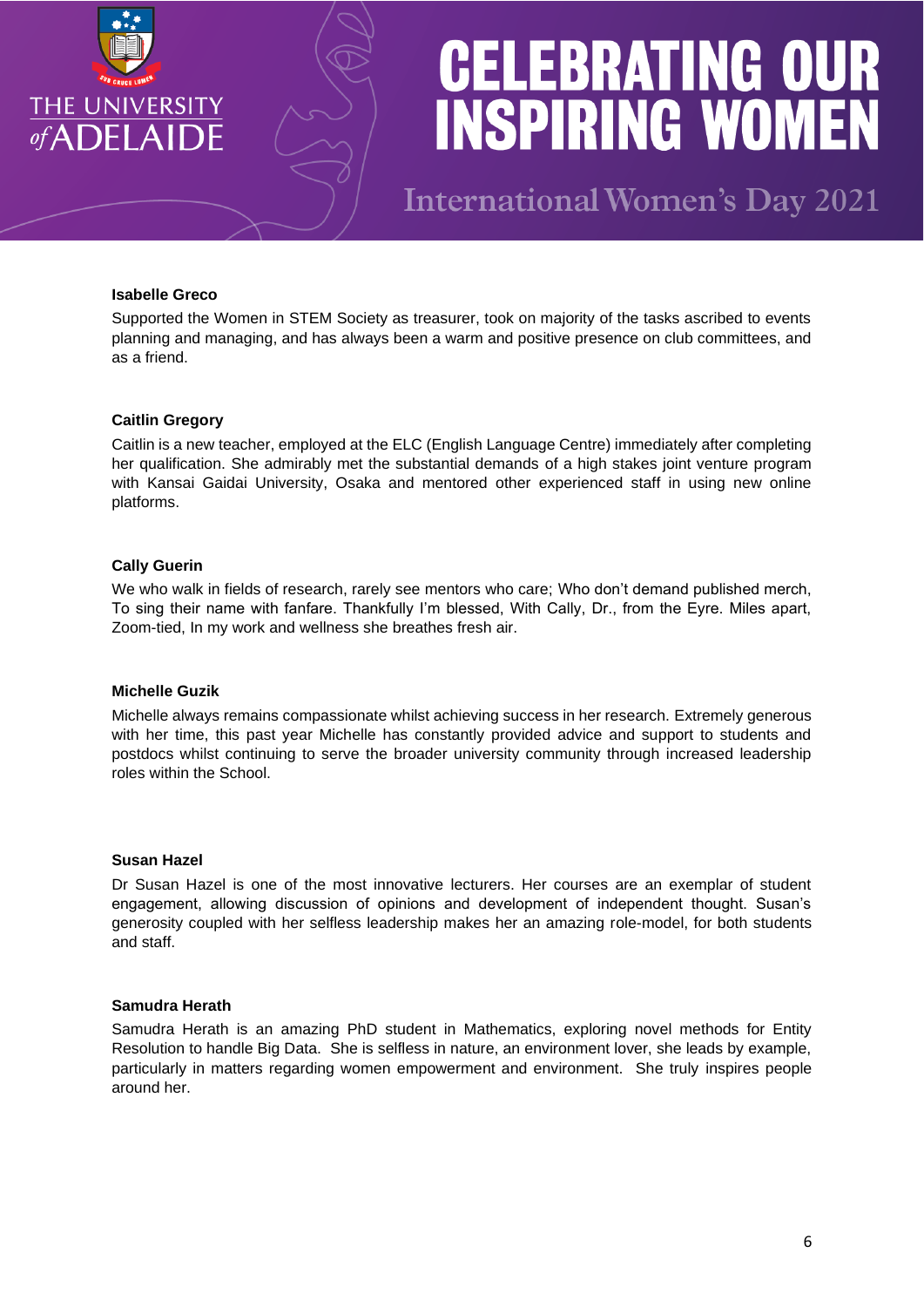**Isabelle Greco**

Supported the Women in STEM Society as treasurer, took on majority of the tasks ascribed to events planning and managing, and has always been a warm and positive presence on club committees, and as a friend.

**Caitlin Gregory**

Caitlin is a new teacher, employed at the ELC (English Language Centre) immediately after completing her qualification. She admirably met the substantial demands of a high stakes joint venture program with Kansai Gaidai University, Osaka and mentored other experienced staff in using new online platforms.

**Cally Guerin**

We who walk in fields of research, rarely see mentors who care; Who don't demand published merch, To sing their name with fanfare. Thankfully I'm blessed, With Cally, Dr., from the Eyre. Miles apart, Zoom-tied, In my work and wellness she breathes fresh air.

**Michelle Guzik**

Michelle always remains compassionate whilst achieving success in her research. Extremely generous with her time, this past year Michelle has constantly provided advice and support to students and postdocs whilst continuing to serve the broader university community through increased leadership roles within the School.

**Susan Hazel**

Dr Susan Hazel is one of the most innovative lecturers. Her courses are an exemplar of student engagement, allowing discussion of opinions and development of independent thought. Susan's generosity coupled with her selfless leadership makes her an amazing role-model, for both students and staff.

**Samudra Herath**

Samudra Herath is an amazing PhD student in Mathematics, exploring novel methods for Entity Resolution to handle Big Data. She is selfless in nature, an environment lover, she leads by example, particularly in matters regarding women empowerment and environment. She truly inspires people around her.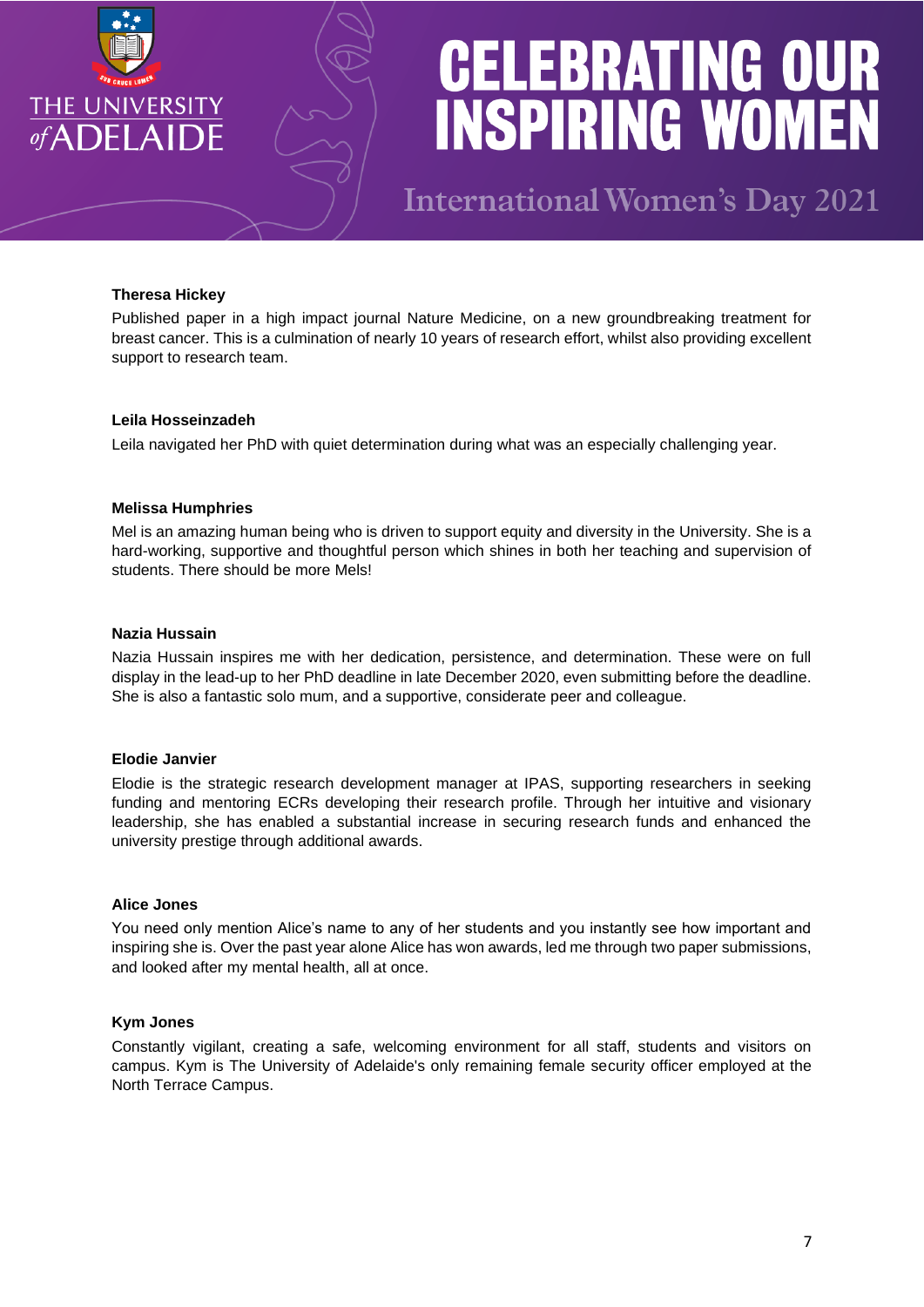**Theresa Hickey**

Published paper in a high impact journal Nature Medicine, on a new groundbreaking treatment for breast cancer. This is a culmination of nearly 10 years of research effort, whilst also providing excellent support to research team.

**Leila Hosseinzadeh**

Leila navigated her PhD with quiet determination during what was an especially challenging year.

**Melissa Humphries**

Mel is an amazing human being who is driven to support equity and diversity in the University. She is a hard-working, supportive and thoughtful person which shines in both her teaching and supervision of students. There should be more Mels!

**Nazia Hussain**

Nazia Hussain inspires me with her dedication, persistence, and determination. These were on full display in the lead-up to her PhD deadline in late December 2020, even submitting before the deadline. She is also a fantastic solo mum, and a supportive, considerate peer and colleague.

**Elodie Janvier**

Elodie is the strategic research development manager at IPAS, supporting researchers in seeking funding and mentoring ECRs developing their research profile. Through her intuitive and visionary leadership, she has enabled a substantial increase in securing research funds and enhanced the university prestige through additional awards.

**Alice Jones**

You need only mention Alice's name to any of her students and you instantly see how important and inspiring she is. Over the past year alone Alice has won awards, led me through two paper submissions, and looked after my mental health, all at once.

**Kym Jones**

Constantly vigilant, creating a safe, welcoming environment for all staff, students and visitors on campus. Kym is The University of Adelaide's only remaining female security officer employed at the North Terrace Campus.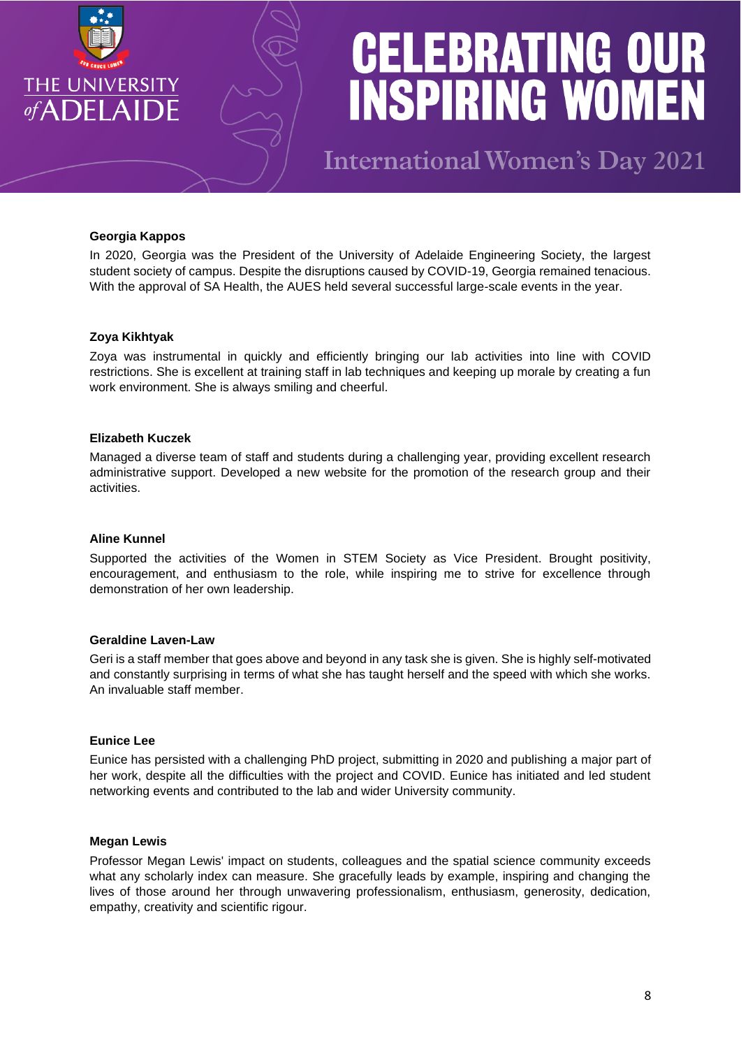**Georgia Kappos**

In 2020, Georgia was the President of the University of Adelaide Engineering Society, the largest student society of campus. Despite the disruptions caused by COVID-19, Georgia remained tenacious. With the approval of SA Health, the AUES held several successful large-scale events in the year.

**Zoya Kikhtyak**

Zoya was instrumental in quickly and efficiently bringing our lab activities into line with COVID restrictions. She is excellent at training staff in lab techniques and keeping up morale by creating a fun work environment. She is always smiling and cheerful.

**Elizabeth Kuczek**

Managed a diverse team of staff and students during a challenging year, providing excellent research administrative support. Developed a new website for the promotion of the research group and their activities.

**Aline Kunnel**

Supported the activities of the Women in STEM Society as Vice President. Brought positivity, encouragement, and enthusiasm to the role, while inspiring me to strive for excellence through demonstration of her own leadership.

**Geraldine Laven-Law**

Geri is a staff member that goes above and beyond in any task she is given. She is highly self-motivated and constantly surprising in terms of what she has taught herself and the speed with which she works. An invaluable staff member.

**Eunice Lee**

Eunice has persisted with a challenging PhD project, submitting in 2020 and publishing a major part of her work, despite all the difficulties with the project and COVID. Eunice has initiated and led student networking events and contributed to the lab and wider University community.

**Megan Lewis**

Professor Megan Lewis' impact on students, colleagues and the spatial science community exceeds what any scholarly index can measure. She gracefully leads by example, inspiring and changing the lives of those around her through unwavering professionalism, enthusiasm, generosity, dedication, empathy, creativity and scientific rigour.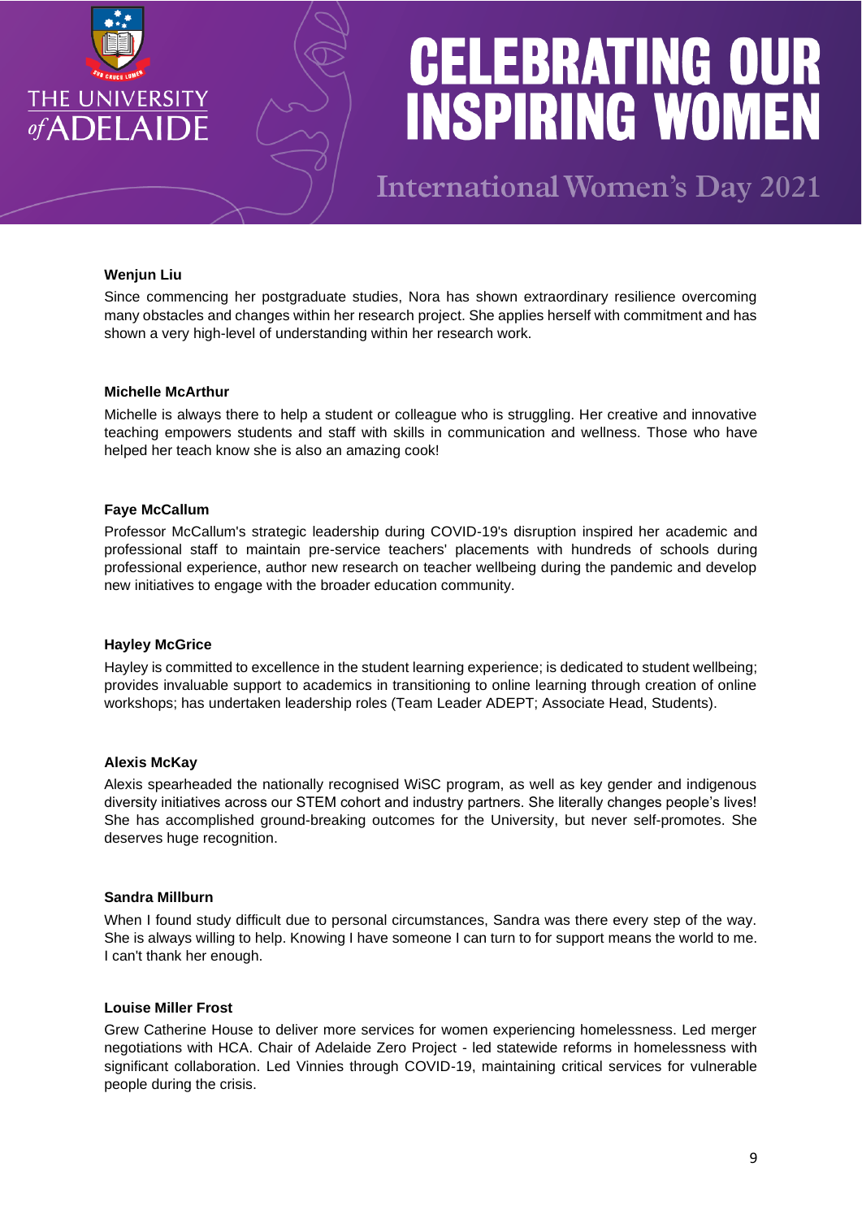**Wenjun Liu**

Since commencing her postgraduate studies, Nora has shown extraordinary resilience overcoming many obstacles and changes within her research project. She applies herself with commitment and has shown a very high-level of understanding within her research work.

**Michelle McArthur**

Michelle is always there to help a student or colleague who is struggling. Her creative and innovative teaching empowers students and staff with skills in communication and wellness. Those who have helped her teach know she is also an amazing cook!

**Faye McCallum**

Professor McCallum's strategic leadership during COVID-19's disruption inspired her academic and professional staff to maintain pre-service teachers' placements with hundreds of schools during professional experience, author new research on teacher wellbeing during the pandemic and develop new initiatives to engage with the broader education community.

**Hayley McGrice**

Hayley is committed to excellence in the student learning experience; is dedicated to student wellbeing; provides invaluable support to academics in transitioning to online learning through creation of online workshops; has undertaken leadership roles (Team Leader ADEPT; Associate Head, Students).

**Alexis McKay**

Alexis spearheaded the nationally recognised WiSC program, as well as key gender and indigenous diversity initiatives across our STEM cohort and industry partners. She literally changes people's lives! She has accomplished ground-breaking outcomes for the University, but never self-promotes. She deserves huge recognition.

**Sandra Millburn**

When I found study difficult due to personal circumstances, Sandra was there every step of the way. She is always willing to help. Knowing I have someone I can turn to for support means the world to me. I can't thank her enough.

**Louise Miller Frost**

Grew Catherine House to deliver more services for women experiencing homelessness. Led merger negotiations with HCA. Chair of Adelaide Zero Project - led statewide reforms in homelessness with significant collaboration. Led Vinnies through COVID-19, maintaining critical services for vulnerable people during the crisis.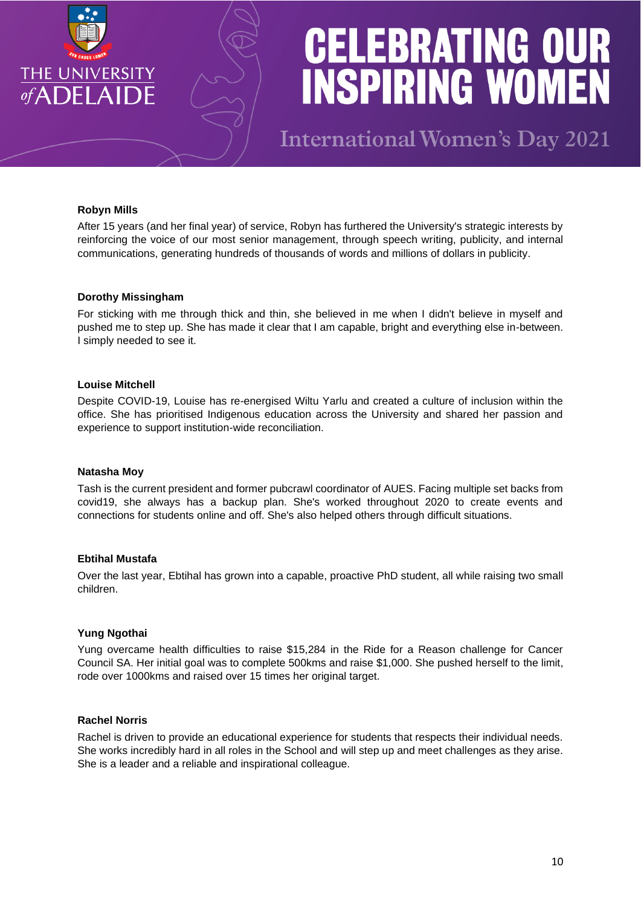**Robyn Mills**

After 15 years (and her final year) of service, Robyn has furthered the University's strategic interests by reinforcing the voice of our most senior management, through speech writing, publicity, and internal communications, generating hundreds of thousands of words and millions of dollars in publicity.

**Dorothy Missingham**

For sticking with me through thick and thin, she believed in me when I didn't believe in myself and pushed me to step up. She has made it clear that I am capable, bright and everything else in-between. I simply needed to see it.

**Louise Mitchell**

Despite COVID-19, Louise has re-energised Wiltu Yarlu and created a culture of inclusion within the office. She has prioritised Indigenous education across the University and shared her passion and experience to support institution-wide reconciliation.

**Natasha Moy**

Tash is the current president and former pubcrawl coordinator of AUES. Facing multiple set backs from covid19, she always has a backup plan. She's worked throughout 2020 to create events and connections for students online and off. She's also helped others through difficult situations.

**Ebtihal Mustafa**

Over the last year, Ebtihal has grown into a capable, proactive PhD student, all while raising two small children.

**Yung Ngothai**

Yung overcame health difficulties to raise $15,284 in the Ride for a Reason challenge for Cancer Council SA. Her initial goal was to complete 500kms and raise $1,000. She pushed herself to the limit, rode over 1000kms and raised over 15 times her original target.

**Rachel Norris**

Rachel is driven to provide an educational experience for students that respects their individual needs. She works incredibly hard in all roles in the School and will step up and meet challenges as they arise. She is a leader and a reliable and inspirational colleague.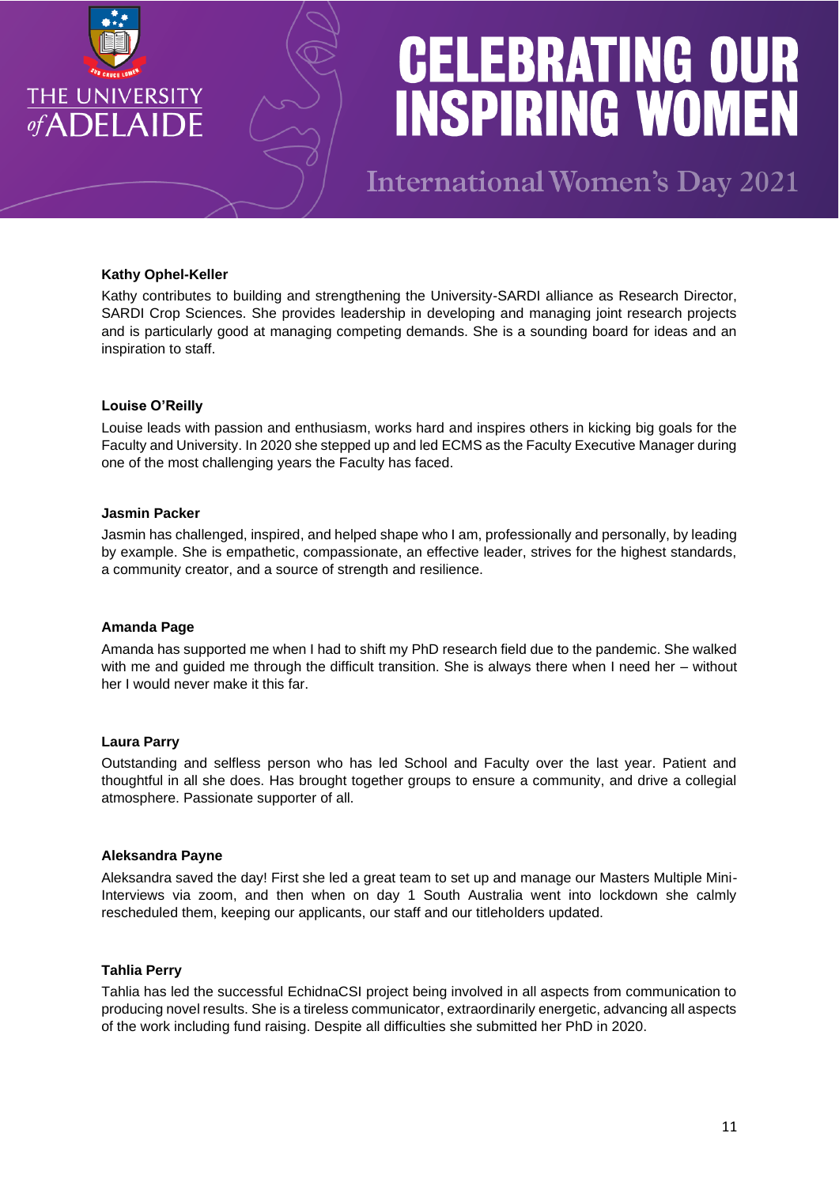**Kathy Ophel-Keller**

Kathy contributes to building and strengthening the University-SARDI alliance as Research Director, SARDI Crop Sciences. She provides leadership in developing and managing joint research projects and is particularly good at managing competing demands. She is a sounding board for ideas and an inspiration to staff.

**Louise O'Reilly**

Louise leads with passion and enthusiasm, works hard and inspires others in kicking big goals for the Faculty and University. In 2020 she stepped up and led ECMS as the Faculty Executive Manager during one of the most challenging years the Faculty has faced.

**Jasmin Packer**

Jasmin has challenged, inspired, and helped shape who I am, professionally and personally, by leading by example. She is empathetic, compassionate, an effective leader, strives for the highest standards, a community creator, and a source of strength and resilience.

**Amanda Page**

Amanda has supported me when I had to shift my PhD research field due to the pandemic. She walked with me and guided me through the difficult transition. She is always there when I need her – without her I would never make it this far.

**Laura Parry**

Outstanding and selfless person who has led School and Faculty over the last year. Patient and thoughtful in all she does. Has brought together groups to ensure a community, and drive a collegial atmosphere. Passionate supporter of all.

**Aleksandra Payne**

Aleksandra saved the day! First she led a great team to set up and manage our Masters Multiple Mini-Interviews via zoom, and then when on day 1 South Australia went into lockdown she calmly rescheduled them, keeping our applicants, our staff and our titleholders updated.

**Tahlia Perry**

Tahlia has led the successful EchidnaCSI project being involved in all aspects from communication to producing novel results. She is a tireless communicator, extraordinarily energetic, advancing all aspects of the work including fund raising. Despite all difficulties she submitted her PhD in 2020.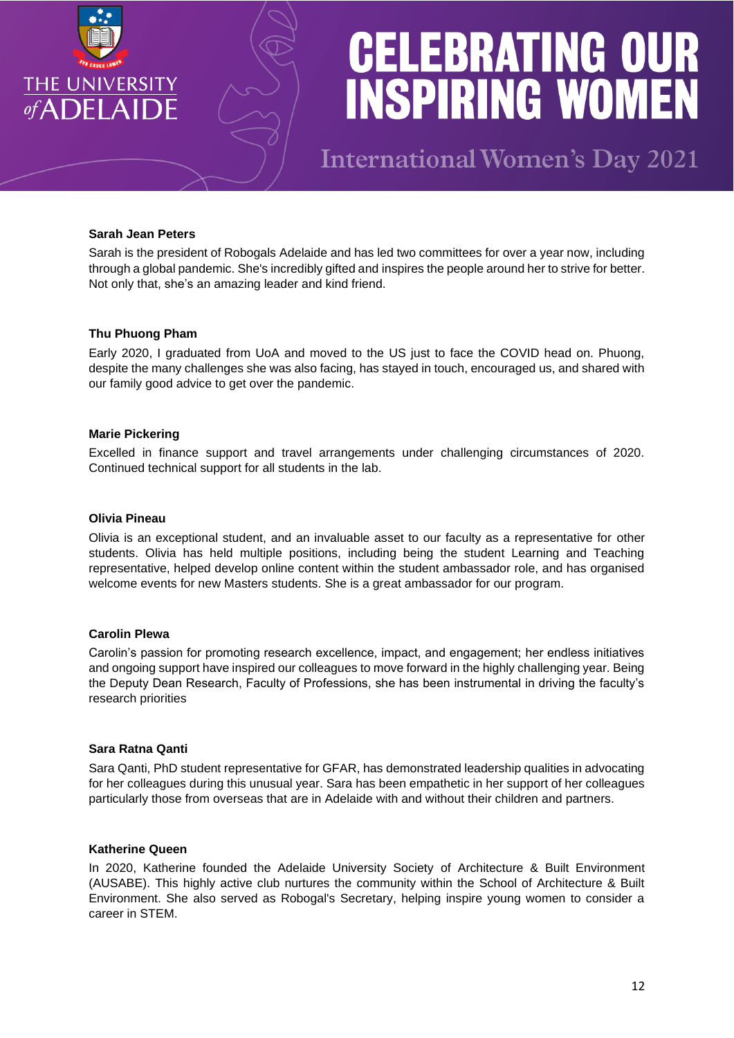**Sarah Jean Peters**

Sarah is the president of Robogals Adelaide and has led two committees for over a year now, including through a global pandemic. She's incredibly gifted and inspires the people around her to strive for better. Not only that, she's an amazing leader and kind friend.

**Thu Phuong Pham**

Early 2020, I graduated from UoA and moved to the US just to face the COVID head on. Phuong, despite the many challenges she was also facing, has stayed in touch, encouraged us, and shared with our family good advice to get over the pandemic.

**Marie Pickering**

Excelled in finance support and travel arrangements under challenging circumstances of 2020. Continued technical support for all students in the lab.

**Olivia Pineau**

Olivia is an exceptional student, and an invaluable asset to our faculty as a representative for other students. Olivia has held multiple positions, including being the student Learning and Teaching representative, helped develop online content within the student ambassador role, and has organised welcome events for new Masters students. She is a great ambassador for our program.

**Carolin Plewa**

Carolin's passion for promoting research excellence, impact, and engagement; her endless initiatives and ongoing support have inspired our colleagues to move forward in the highly challenging year. Being the Deputy Dean Research, Faculty of Professions, she has been instrumental in driving the faculty's research priorities

**Sara Ratna Qanti**

Sara Qanti, PhD student representative for GFAR, has demonstrated leadership qualities in advocating for her colleagues during this unusual year. Sara has been empathetic in her support of her colleagues particularly those from overseas that are in Adelaide with and without their children and partners.

**Katherine Queen**

In 2020, Katherine founded the Adelaide University Society of Architecture & Built Environment (AUSABE). This highly active club nurtures the community within the School of Architecture & Built Environment. She also served as Robogal's Secretary, helping inspire young women to consider a career in STEM.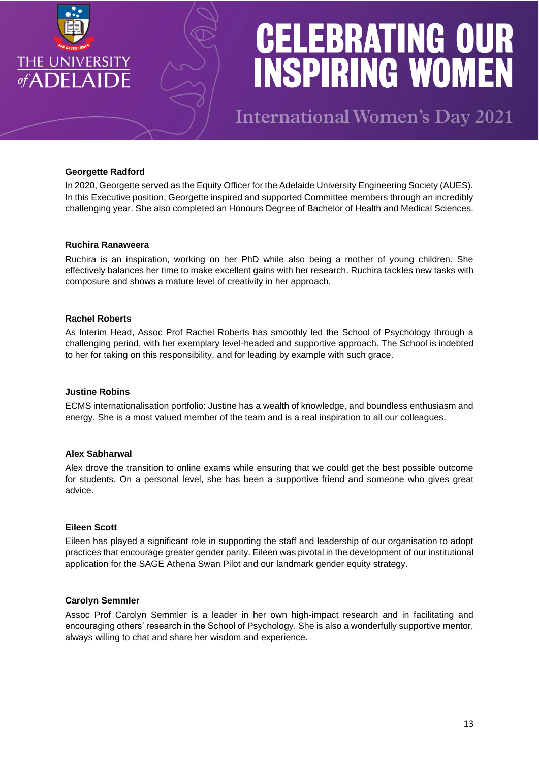**Georgette Radford**

In 2020, Georgette served as the Equity Officer for the Adelaide University Engineering Society (AUES). In this Executive position, Georgette inspired and supported Committee members through an incredibly challenging year. She also completed an Honours Degree of Bachelor of Health and Medical Sciences.

**Ruchira Ranaweera**

Ruchira is an inspiration, working on her PhD while also being a mother of young children. She effectively balances her time to make excellent gains with her research. Ruchira tackles new tasks with composure and shows a mature level of creativity in her approach.

**Rachel Roberts**

As Interim Head, Assoc Prof Rachel Roberts has smoothly led the School of Psychology through a challenging period, with her exemplary level-headed and supportive approach. The School is indebted to her for taking on this responsibility, and for leading by example with such grace.

**Justine Robins**

ECMS internationalisation portfolio: Justine has a wealth of knowledge, and boundless enthusiasm and energy. She is a most valued member of the team and is a real inspiration to all our colleagues.

**Alex Sabharwal**

Alex drove the transition to online exams while ensuring that we could get the best possible outcome for students. On a personal level, she has been a supportive friend and someone who gives great advice.

**Eileen Scott**

Eileen has played a significant role in supporting the staff and leadership of our organisation to adopt practices that encourage greater gender parity. Eileen was pivotal in the development of our institutional application for the SAGE Athena Swan Pilot and our landmark gender equity strategy.

**Carolyn Semmler**

Assoc Prof Carolyn Semmler is a leader in her own high-impact research and in facilitating and encouraging others' research in the School of Psychology. She is also a wonderfully supportive mentor, always willing to chat and share her wisdom and experience.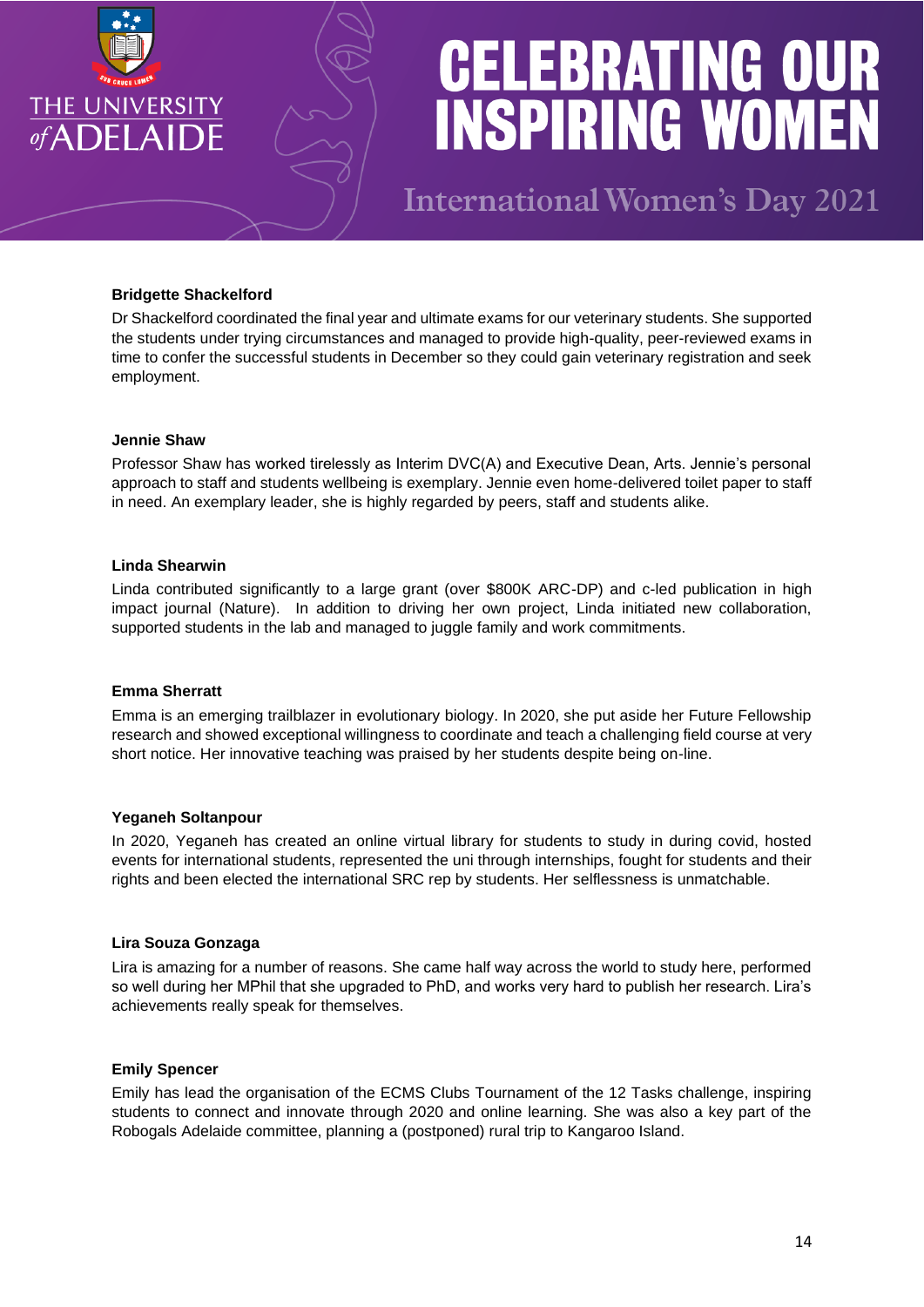**Bridgette Shackelford**

Dr Shackelford coordinated the final year and ultimate exams for our veterinary students. She supported the students under trying circumstances and managed to provide high-quality, peer-reviewed exams in time to confer the successful students in December so they could gain veterinary registration and seek employment.

**Jennie Shaw**

Professor Shaw has worked tirelessly as Interim DVC(A) and Executive Dean, Arts. Jennie's personal approach to staff and students wellbeing is exemplary. Jennie even home-delivered toilet paper to staff in need. An exemplary leader, she is highly regarded by peers, staff and students alike.

**Linda Shearwin**

Linda contributed significantly to a large grant (over $800K ARC-DP) and c-led publication in high impact journal (Nature). In addition to driving her own project, Linda initiated new collaboration, supported students in the lab and managed to juggle family and work commitments.

**Emma Sherratt**

Emma is an emerging trailblazer in evolutionary biology. In 2020, she put aside her Future Fellowship research and showed exceptional willingness to coordinate and teach a challenging field course at very short notice. Her innovative teaching was praised by her students despite being on-line.

**Yeganeh Soltanpour**

In 2020, Yeganeh has created an online virtual library for students to study in during covid, hosted events for international students, represented the uni through internships, fought for students and their rights and been elected the international SRC rep by students. Her selflessness is unmatchable.

**Lira Souza Gonzaga**

Lira is amazing for a number of reasons. She came half way across the world to study here, performed so well during her MPhil that she upgraded to PhD, and works very hard to publish her research. Lira's achievements really speak for themselves.

**Emily Spencer**

Emily has lead the organisation of the ECMS Clubs Tournament of the 12 Tasks challenge, inspiring students to connect and innovate through 2020 and online learning. She was also a key part of the Robogals Adelaide committee, planning a (postponed) rural trip to Kangaroo Island.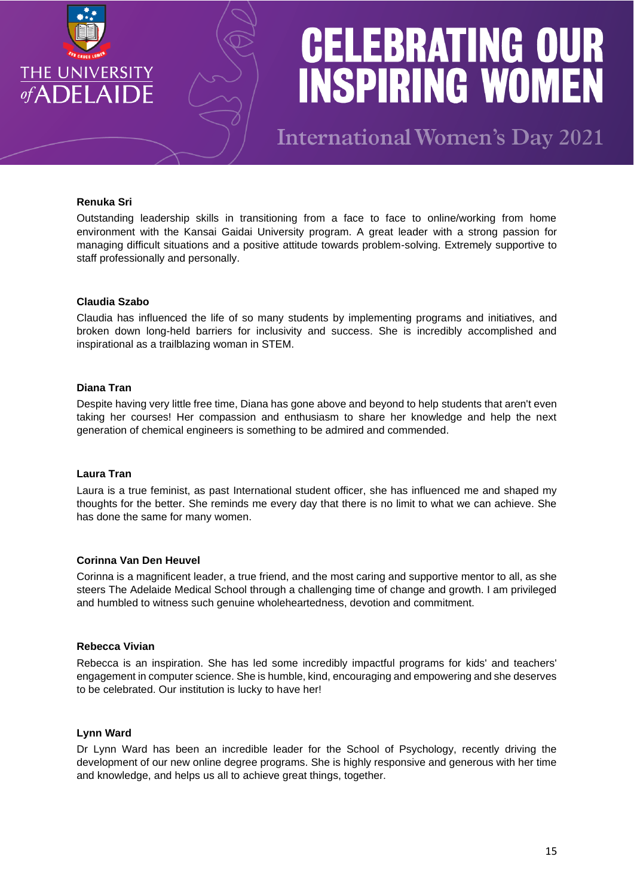**Renuka Sri**

Outstanding leadership skills in transitioning from a face to face to online/working from home environment with the Kansai Gaidai University program. A great leader with a strong passion for managing difficult situations and a positive attitude towards problem-solving. Extremely supportive to staff professionally and personally.

**Claudia Szabo**

Claudia has influenced the life of so many students by implementing programs and initiatives, and broken down long-held barriers for inclusivity and success. She is incredibly accomplished and inspirational as a trailblazing woman in STEM.

**Diana Tran**

Despite having very little free time, Diana has gone above and beyond to help students that aren't even taking her courses! Her compassion and enthusiasm to share her knowledge and help the next generation of chemical engineers is something to be admired and commended.

**Laura Tran**

Laura is a true feminist, as past International student officer, she has influenced me and shaped my thoughts for the better. She reminds me every day that there is no limit to what we can achieve. She has done the same for many women.

**Corinna Van Den Heuvel**

Corinna is a magnificent leader, a true friend, and the most caring and supportive mentor to all, as she steers The Adelaide Medical School through a challenging time of change and growth. I am privileged and humbled to witness such genuine wholeheartedness, devotion and commitment.

**Rebecca Vivian**

Rebecca is an inspiration. She has led some incredibly impactful programs for kids' and teachers' engagement in computer science. She is humble, kind, encouraging and empowering and she deserves to be celebrated. Our institution is lucky to have her!

**Lynn Ward**

Dr Lynn Ward has been an incredible leader for the School of Psychology, recently driving the development of our new online degree programs. She is highly responsive and generous with her time and knowledge, and helps us all to achieve great things, together.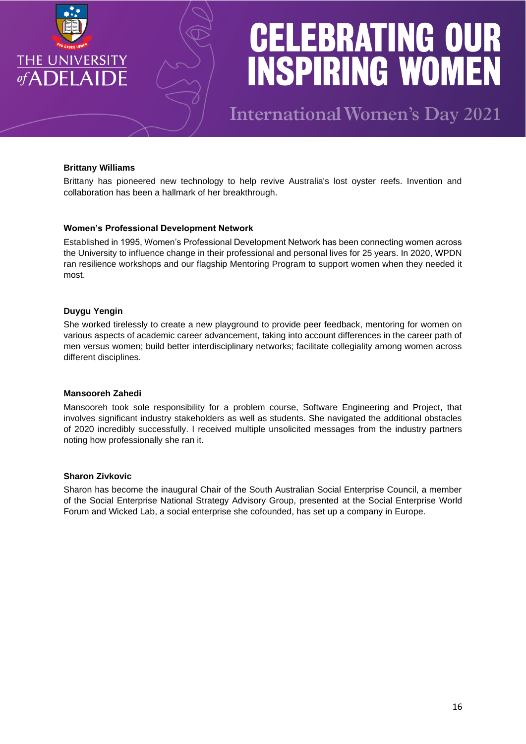**Brittany Williams**

Brittany has pioneered new technology to help revive Australia's lost oyster reefs. Invention and collaboration has been a hallmark of her breakthrough.

**Women's Professional Development Network**

Established in 1995, Women's Professional Development Network has been connecting women across the University to influence change in their professional and personal lives for 25 years. In 2020, WPDN ran resilience workshops and our flagship Mentoring Program to support women when they needed it most.

**Duygu Yengin**

She worked tirelessly to create a new playground to provide peer feedback, mentoring for women on various aspects of academic career advancement, taking into account differences in the career path of men versus women; build better interdisciplinary networks; facilitate collegiality among women across different disciplines.

**Mansooreh Zahedi**

Mansooreh took sole responsibility for a problem course, Software Engineering and Project, that involves significant industry stakeholders as well as students. She navigated the additional obstacles of 2020 incredibly successfully. I received multiple unsolicited messages from the industry partners noting how professionally she ran it.

**Sharon Zivkovic**

Sharon has become the inaugural Chair of the South Australian Social Enterprise Council, a member of the Social Enterprise National Strategy Advisory Group, presented at the Social Enterprise World Forum and Wicked Lab, a social enterprise she cofounded, has set up a company in Europe.